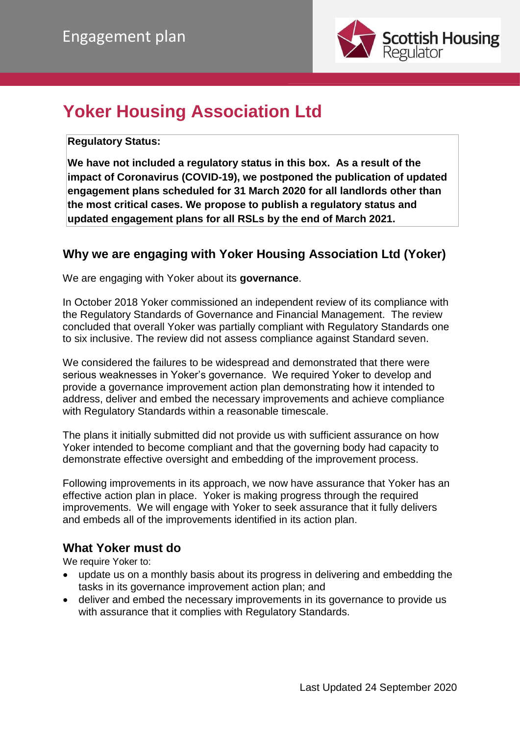Engagement plan

# Yoker Housing Association Ltd

**Regulatory Status:**

**We have not included a regulatory status in this box. As a result of the impact of Coronavirus (COVID-19), we postponed the publication of updated engagement plans scheduled for 31 March 2020 for all landlords other than the most critical cases. We propose to publish a regulatory status and updated engagement plans for all RSLs by the end of March 2021.**

## Why we are engaging with Yoker Housing Association Ltd (Yoker)

We are engaging with Yoker about its **governance**.

In October 2018 Yoker commissioned an independent review of its compliance with the Regulatory Standards of Governance and Financial Management. The review concluded that overall Yoker was partially compliant with Regulatory Standards one to six inclusive. The review did not assess compliance against Standard seven.

We considered the failures to be widespread and demonstrated that there were serious weaknesses in Yoker's governance. We required Yoker to develop and provide a governance improvement action plan demonstrating how it intended to address, deliver and embed the necessary improvements and achieve compliance with Regulatory Standards within a reasonable timescale.

The plans it initially submitted did not provide us with sufficient assurance on how Yoker intended to become compliant and that the governing body had capacity to demonstrate effective oversight and embedding of the improvement process.

Following improvements in its approach, we now have assurance that Yoker has an effective action plan in place. Yoker is making progress through the required improvements. We will engage with Yoker to seek assurance that it fully delivers and embeds all of the improvements identified in its action plan.

## What Yoker must do

We require Yoker to:

- update us on a monthly basis about its progress in delivering and embedding the tasks in its governance improvement action plan; and
- deliver and embed the necessary improvements in its governance to provide us with assurance that it complies with Regulatory Standards.

Last Updated 24 September 2020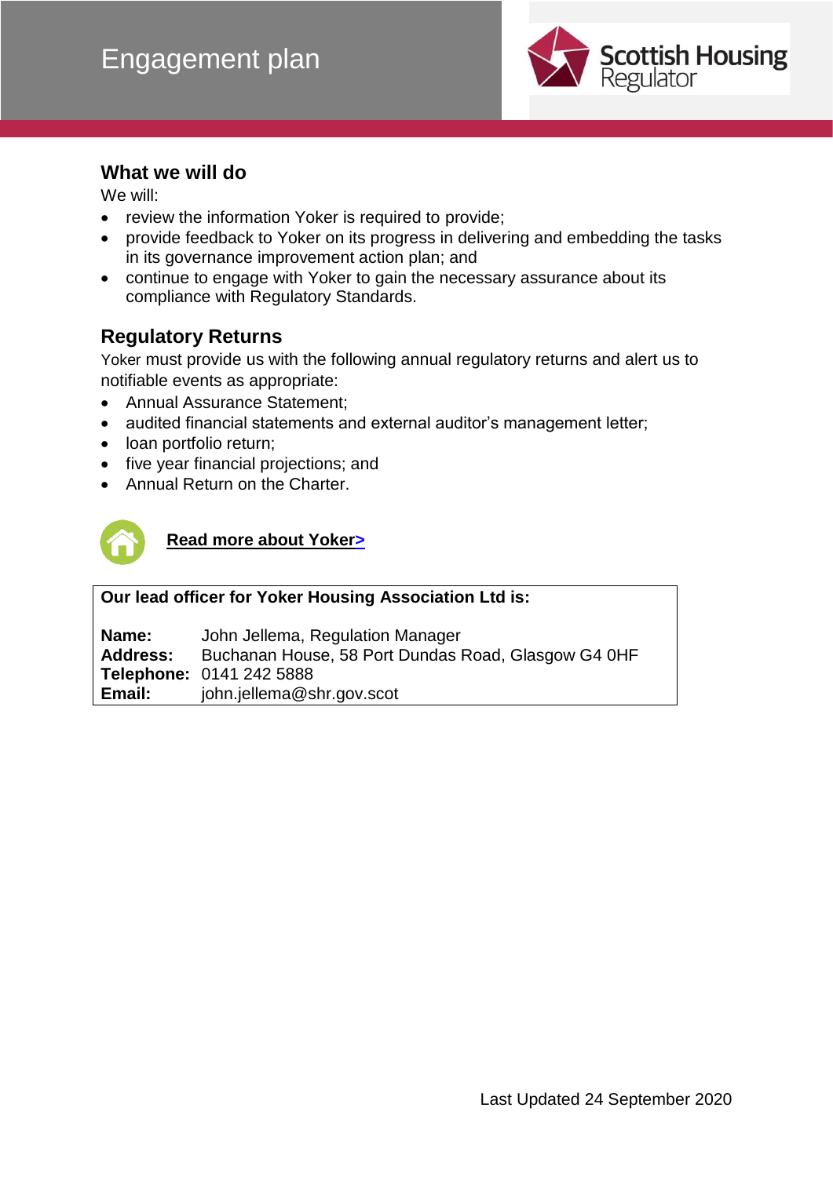## What we will do

We will:

- review the information Yoker is required to provide;
- provide feedback to Yoker on its progress in delivering and embedding the tasks in its governance improvement action plan; and
- continue to engage with Yoker to gain the necessary assurance about its compliance with Regulatory Standards.

## Regulatory Returns

Yoker must provide us with the following annual regulatory returns and alert us to notifiable events as appropriate:

- Annual Assurance Statement;
- audited financial statements and external auditor's management letter;
- loan portfolio return;
- five year financial projections; and
- Annual Return on the Charter.

**Read more about Yoker>**

**Our lead officer for Yoker Housing Association Ltd is:**

**Name:** John Jellema, Regulation Manager
**Address:** Buchanan House, 58 Port Dundas Road, Glasgow G4 0HF
**Telephone:** 0141 242 5888
**Email:** john.jellema@shr.gov.scot

Last Updated 24 September 2020